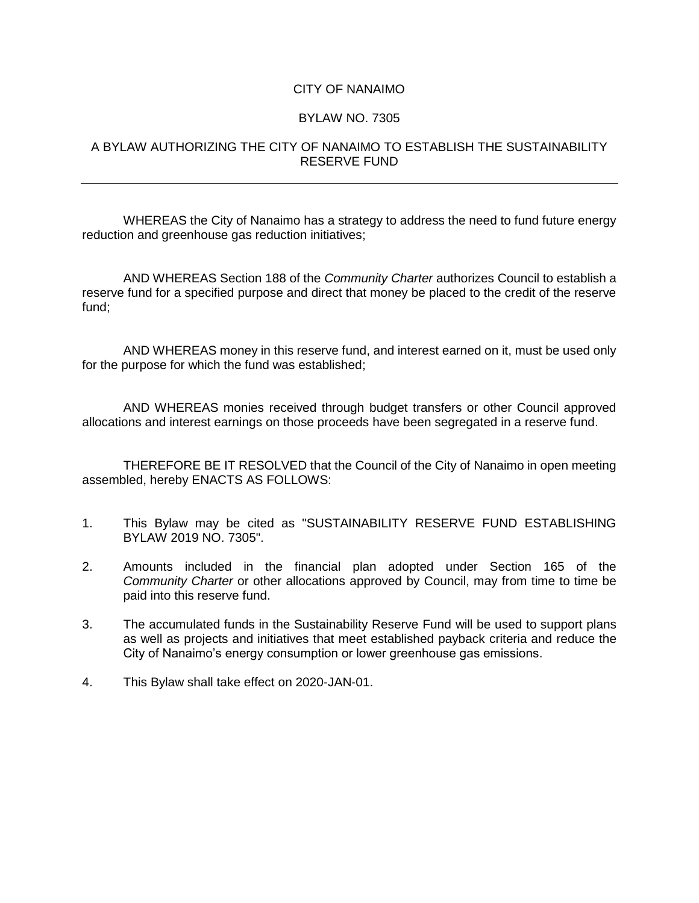# CITY OF NANAIMO

## BYLAW NO. 7305

## A BYLAW AUTHORIZING THE CITY OF NANAIMO TO ESTABLISH THE SUSTAINABILITY RESERVE FUND

---

WHEREAS the City of Nanaimo has a strategy to address the need to fund future energy reduction and greenhouse gas reduction initiatives;

AND WHEREAS Section 188 of the *Community Charter* authorizes Council to establish a reserve fund for a specified purpose and direct that money be placed to the credit of the reserve fund;

AND WHEREAS money in this reserve fund, and interest earned on it, must be used only for the purpose for which the fund was established;

AND WHEREAS monies received through budget transfers or other Council approved allocations and interest earnings on those proceeds have been segregated in a reserve fund.

THEREFORE BE IT RESOLVED that the Council of the City of Nanaimo in open meeting assembled, hereby ENACTS AS FOLLOWS:

1. This Bylaw may be cited as "SUSTAINABILITY RESERVE FUND ESTABLISHING BYLAW 2019 NO. 7305".

2. Amounts included in the financial plan adopted under Section 165 of the *Community Charter* or other allocations approved by Council, may from time to time be paid into this reserve fund.

3. The accumulated funds in the Sustainability Reserve Fund will be used to support plans as well as projects and initiatives that meet established payback criteria and reduce the City of Nanaimo's energy consumption or lower greenhouse gas emissions.

4. This Bylaw shall take effect on 2020-JAN-01.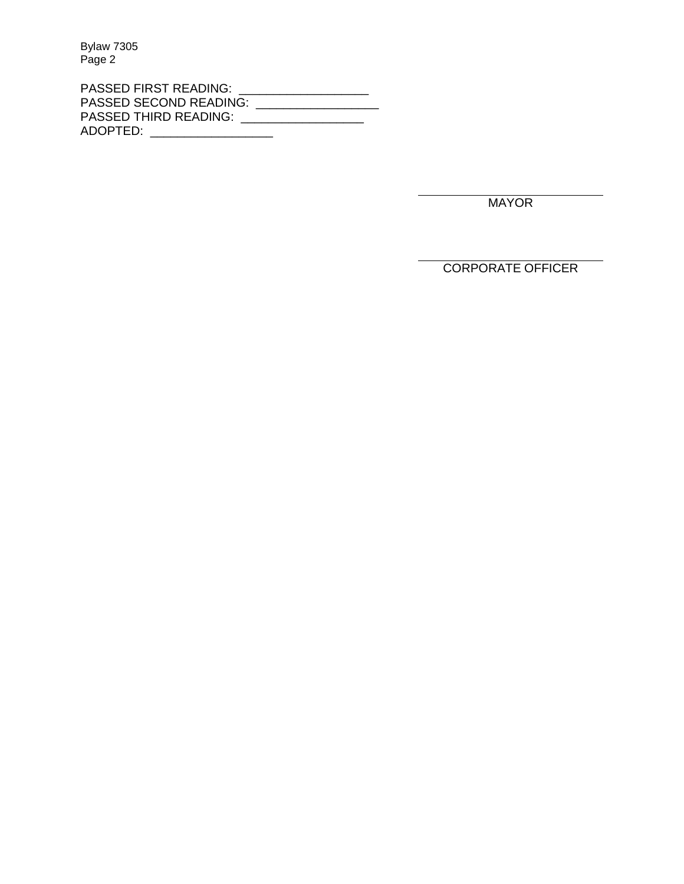PASSED FIRST READING: ___________________
PASSED SECOND READING: __________________
PASSED THIRD READING: __________________
ADOPTED: __________________

\_\_\_\_\_\_\_\_\_\_\_\_\_\_\_\_\_\_\_\_\_\_\_\_\_\_\_\_
MAYOR

\_\_\_\_\_\_\_\_\_\_\_\_\_\_\_\_\_\_\_\_\_\_\_\_\_\_\_\_
CORPORATE OFFICER